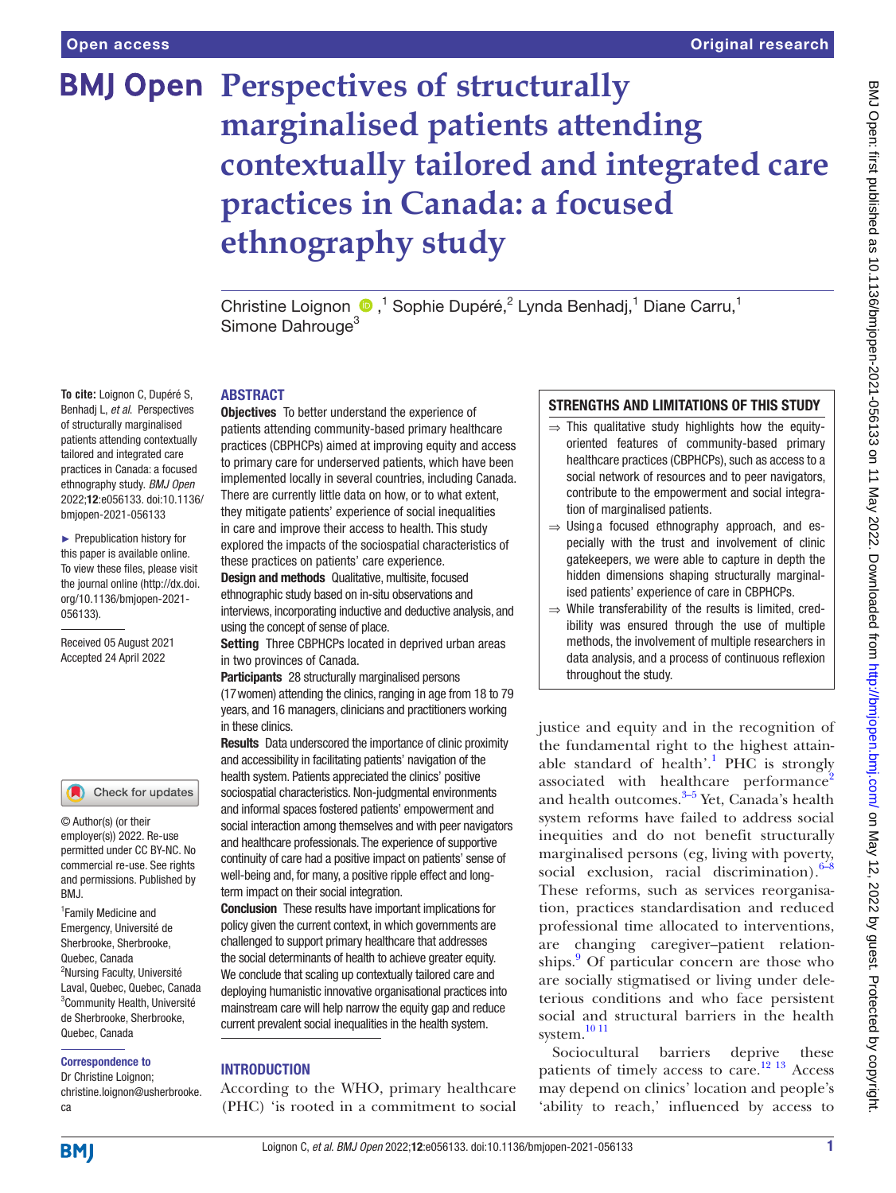# Perspectives of structurally marginalised patients attending contextually tailored and integrated care practices in Canada: a focused ethnography study

Christine Loignon ,[1] Sophie Dupéré,[2] Lynda Benhadj,[1] Diane Carru,[1] Simone Dahrouge[3]

**To cite:** Loignon C, Dupéré S, Benhadj L, *et al*. Perspectives of structurally marginalised patients attending contextually tailored and integrated care practices in Canada: a focused ethnography study. *BMJ Open* 2022;**12**:e056133. doi:10.1136/bmjopen-2021-056133

► Prepublication history for this paper is available online. To view these files, please visit the journal online (http://dx.doi.org/10.1136/bmjopen-2021-056133).

Received 05 August 2021
Accepted 24 April 2022

© Author(s) (or their employer(s)) 2022. Re-use permitted under CC BY-NC. No commercial re-use. See rights and permissions. Published by BMJ.

[1]Family Medicine and Emergency, Université de Sherbrooke, Sherbrooke, Quebec, Canada
[2]Nursing Faculty, Université Laval, Quebec, Quebec, Canada
[3]Community Health, Université de Sherbrooke, Sherbrooke, Quebec, Canada

**Correspondence to**
Dr Christine Loignon;
christine.loignon@usherbrooke.ca

## ABSTRACT

**Objectives** To better understand the experience of structurally marginalised patients attending community-based primary healthcare practices (CBPHCPs) aimed at improving equity and access to primary care for underserved patients, which have been implemented locally in several countries, including Canada. There are currently little data on how, or to what extent, they mitigate patients' experience of social inequalities in care and improve their access to health. This study explored the impacts of the sociospatial characteristics of these practices on patients' care experience.

**Design and methods** Qualitative, multisite, focused ethnographic study based on in-situ observations and interviews, incorporating inductive and deductive analysis, and using the concept of sense of place.

**Setting** Three CBPHCPs located in deprived urban areas in two provinces of Canada.

**Participants** 28 structurally marginalised persons (17 women) attending the clinics, ranging in age from 18 to 79 years, and 16 managers, clinicians and practitioners working in these clinics.

**Results** Data underscored the importance of clinic proximity and accessibility in facilitating patients' navigation of the health system. Patients appreciated the clinics' positive sociospatial characteristics. Non-judgmental environments and informal spaces fostered patients' empowerment and social interaction among themselves and with peer navigators and healthcare professionals. The experience of supportive continuity of care had a positive impact on patients' sense of well-being and, for many, a positive ripple effect and long-term impact on their social integration.

**Conclusion** These results have important implications for policy given the current context, in which governments are challenged to support primary healthcare that addresses the social determinants of health to achieve greater equity. We conclude that scaling up contextually tailored care and deploying humanistic innovative organisational practices into mainstream care will help narrow the equity gap and reduce current prevalent social inequalities in the health system.

## STRENGTHS AND LIMITATIONS OF THIS STUDY

⇒ This qualitative study highlights how the equity-oriented features of community-based primary healthcare practices (CBPHCPs), such as access to a social network of resources and to peer navigators, contribute to the empowerment and social integration of marginalised patients.

⇒ Using a focused ethnography approach, and especially with the trust and involvement of clinic gatekeepers, we were able to capture in depth the hidden dimensions shaping structurally marginalised patients' experience of care in CBPHCPs.

⇒ While transferability of the results is limited, credibility was ensured through the use of multiple methods, the involvement of multiple researchers in data analysis, and a process of continuous reflexion throughout the study.

## INTRODUCTION

According to the WHO, primary healthcare (PHC) 'is rooted in a commitment to social justice and equity and in the recognition of the fundamental right to the highest attainable standard of health'.[1] PHC is strongly associated with healthcare performance[2] and health outcomes.[3–5] Yet, Canada's health system reforms have failed to address social inequities and do not benefit structurally marginalised persons (eg, living with poverty, social exclusion, racial discrimination).[6–8] These reforms, such as services reorganisation, practices standardisation and reduced professional time allocated to interventions, are changing caregiver–patient relationships.[9] Of particular concern are those who are socially stigmatised or living under deleterious conditions and who face persistent social and structural barriers in the health system.[10 11]

Sociocultural barriers deprive these patients of timely access to care.[12 13] Access may depend on clinics' location and people's 'ability to reach,' influenced by access to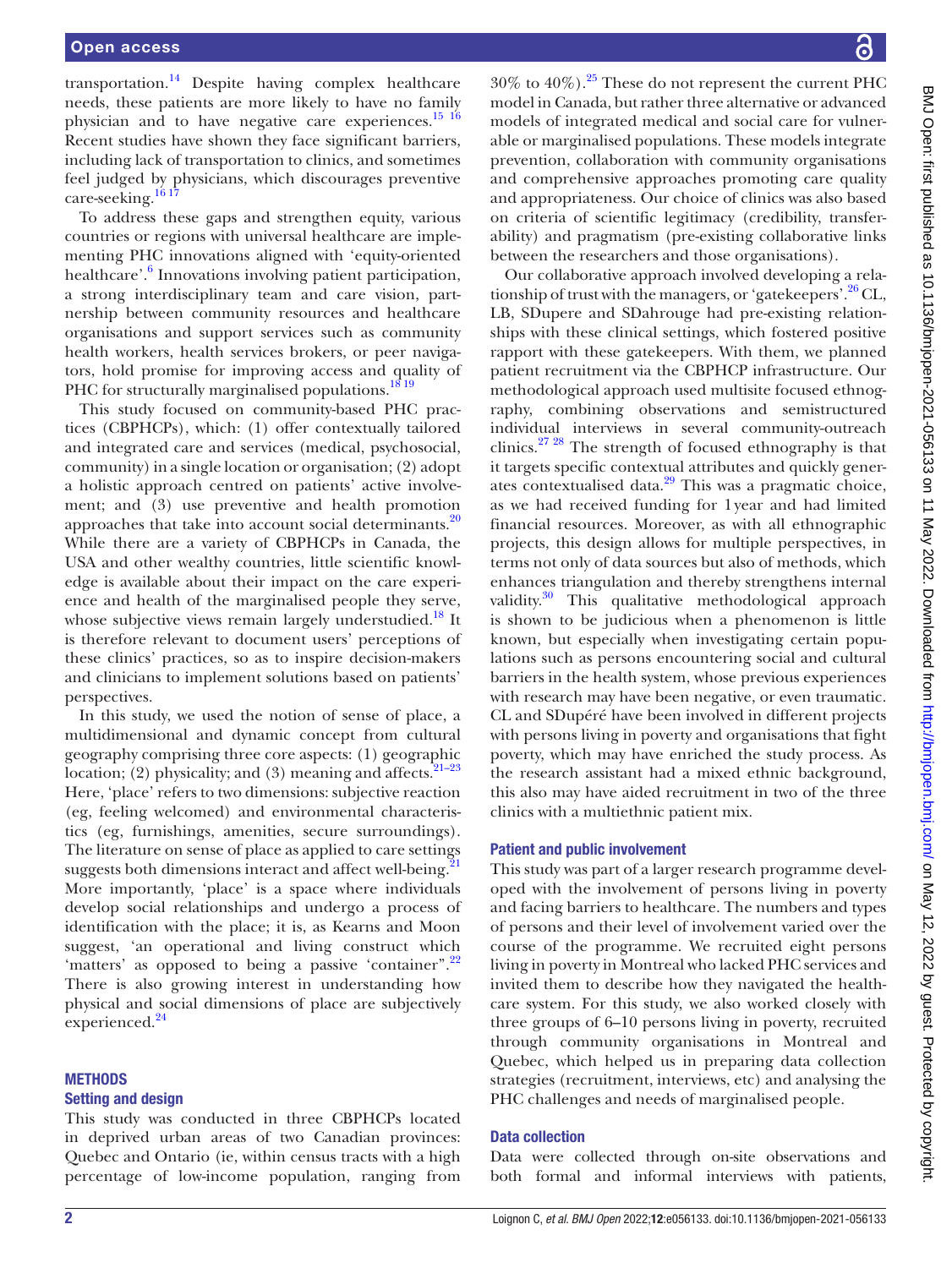transportation.[14] Despite having complex healthcare needs, these patients are more likely to have no family physician and to have negative care experiences.[15 16] Recent studies have shown they face significant barriers, including lack of transportation to clinics, and sometimes feel judged by physicians, which discourages preventive care-seeking.[16 17]

To address these gaps and strengthen equity, various countries or regions with universal healthcare are implementing PHC innovations aligned with 'equity-oriented healthcare'.[6] Innovations involving patient participation, a strong interdisciplinary team and care vision, partnership between community resources and healthcare organisations and support services such as community health workers, health services brokers, or peer navigators, hold promise for improving access and quality of PHC for structurally marginalised populations.[18 19]

This study focused on community-based PHC practices (CBPHCPs), which: (1) offer contextually tailored and integrated care and services (medical, psychosocial, community) in a single location or organisation; (2) adopt a holistic approach centred on patients' active involvement; and (3) use preventive and health promotion approaches that take into account social determinants.[20] While there are a variety of CBPHCPs in Canada, the USA and other wealthy countries, little scientific knowledge is available about their impact on the care experience and health of the marginalised people they serve, whose subjective views remain largely understudied.[18] It is therefore relevant to document users' perceptions of these clinics' practices, so as to inspire decision-makers and clinicians to implement solutions based on patients' perspectives.

In this study, we used the notion of sense of place, a multidimensional and dynamic concept from cultural geography comprising three core aspects: (1) geographic location; (2) physicality; and (3) meaning and affects.[21–23] Here, 'place' refers to two dimensions: subjective reaction (eg, feeling welcomed) and environmental characteristics (eg, furnishings, amenities, secure surroundings). The literature on sense of place as applied to care settings suggests both dimensions interact and affect well-being.[21] More importantly, 'place' is a space where individuals develop social relationships and undergo a process of identification with the place; it is, as Kearns and Moon suggest, 'an operational and living construct which 'matters' as opposed to being a passive 'container''.[22] There is also growing interest in understanding how physical and social dimensions of place are subjectively experienced.[24]

## METHODS

### Setting and design

This study was conducted in three CBPHCPs located in deprived urban areas of two Canadian provinces: Quebec and Ontario (ie, within census tracts with a high percentage of low-income population, ranging from 30% to 40%).[25] These do not represent the current PHC model in Canada, but rather three alternative or advanced models of integrated medical and social care for vulnerable or marginalised populations. These models integrate prevention, collaboration with community organisations and comprehensive approaches promoting care quality and appropriateness. Our choice of clinics was also based on criteria of scientific legitimacy (credibility, transferability) and pragmatism (pre-existing collaborative links between the researchers and those organisations).

Our collaborative approach involved developing a relationship of trust with the managers, or 'gatekeepers'.[26] CL, LB, SDupere and SDahrouge had pre-existing relationships with these clinical settings, which fostered positive rapport with these gatekeepers. With them, we planned patient recruitment via the CBPHCP infrastructure. Our methodological approach used multisite focused ethnography, combining observations and semistructured individual interviews in several community-outreach clinics.[27 28] The strength of focused ethnography is that it targets specific contextual attributes and quickly generates contextualised data.[29] This was a pragmatic choice, as we had received funding for 1 year and had limited financial resources. Moreover, as with all ethnographic projects, this design allows for multiple perspectives, in terms not only of data sources but also of methods, which enhances triangulation and thereby strengthens internal validity.[30] This qualitative methodological approach is shown to be judicious when a phenomenon is little known, but especially when investigating certain populations such as persons encountering social and cultural barriers in the health system, whose previous experiences with research may have been negative, or even traumatic. CL and SDupéré have been involved in different projects with persons living in poverty and organisations that fight poverty, which may have enriched the study process. As the research assistant had a mixed ethnic background, this also may have aided recruitment in two of the three clinics with a multiethnic patient mix.

### Patient and public involvement

This study was part of a larger research programme developed with the involvement of persons living in poverty and facing barriers to healthcare. The numbers and types of persons and their level of involvement varied over the course of the programme. We recruited eight persons living in poverty in Montreal who lacked PHC services and invited them to describe how they navigated the healthcare system. For this study, we also worked closely with three groups of 6–10 persons living in poverty, recruited through community organisations in Montreal and Quebec, which helped us in preparing data collection strategies (recruitment, interviews, etc) and analysing the PHC challenges and needs of marginalised people.

### Data collection

Data were collected through on-site observations and both formal and informal interviews with patients,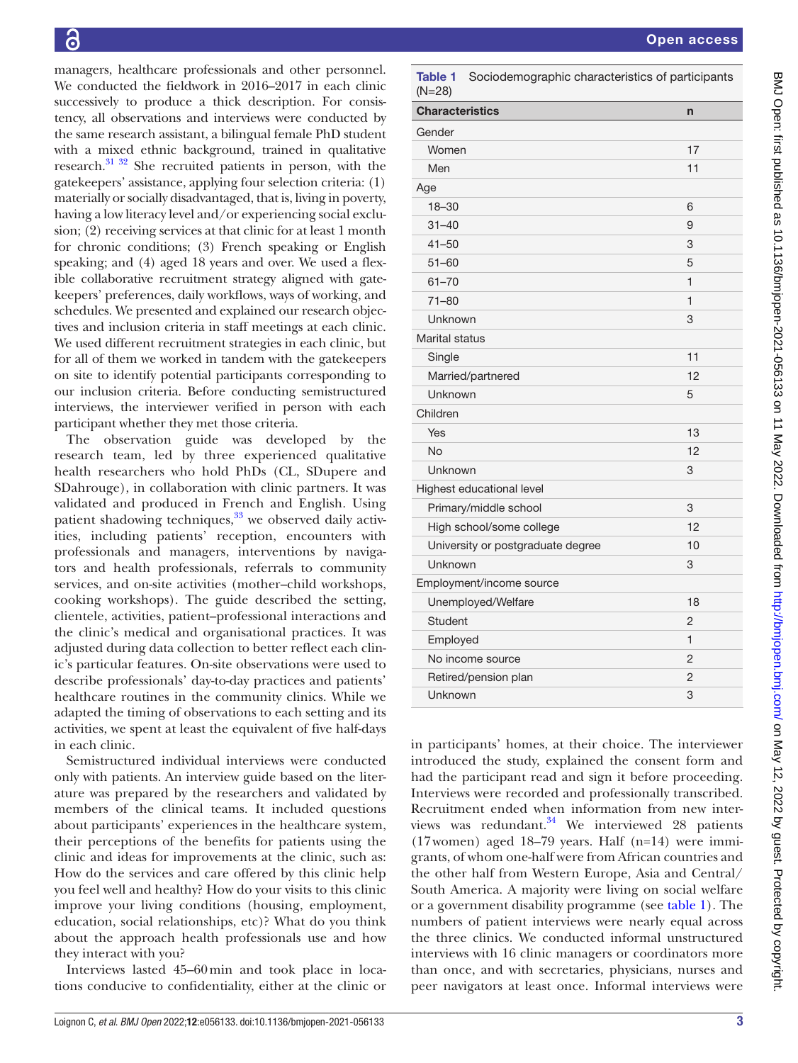managers, healthcare professionals and other personnel. We conducted the fieldwork in 2016–2017 in each clinic successively to produce a thick description. For consistency, all observations and interviews were conducted by the same research assistant, a bilingual female PhD student with a mixed ethnic background, trained in qualitative research.[31 32] She recruited patients in person, with the gatekeepers' assistance, applying four selection criteria: (1) materially or socially disadvantaged, that is, living in poverty, having a low literacy level and/or experiencing social exclusion; (2) receiving services at that clinic for at least 1 month for chronic conditions; (3) French speaking or English speaking; and (4) aged 18 years and over. We used a flexible collaborative recruitment strategy aligned with gatekeepers' preferences, daily workflows, ways of working, and schedules. We presented and explained our research objectives and inclusion criteria in staff meetings at each clinic. We used different recruitment strategies in each clinic, but for all of them we worked in tandem with the gatekeepers on site to identify potential participants corresponding to our inclusion criteria. Before conducting semistructured interviews, the interviewer verified in person with each participant whether they met those criteria.

The observation guide was developed by the research team, led by three experienced qualitative health researchers who hold PhDs (CL, SDupere and SDahrouge), in collaboration with clinic partners. It was validated and produced in French and English. Using patient shadowing techniques,[33] we observed daily activities, including patients' reception, encounters with professionals and managers, interventions by navigators and health professionals, referrals to community services, and on-site activities (mother–child workshops, cooking workshops). The guide described the setting, clientele, activities, patient–professional interactions and the clinic's medical and organisational practices. It was adjusted during data collection to better reflect each clinic's particular features. On-site observations were used to describe professionals' day-to-day practices and patients' healthcare routines in the community clinics. While we adapted the timing of observations to each setting and its activities, we spent at least the equivalent of five half-days in each clinic.

Semistructured individual interviews were conducted only with patients. An interview guide based on the literature was prepared by the researchers and validated by members of the clinical teams. It included questions about participants' experiences in the healthcare system, their perceptions of the benefits for patients using the clinic and ideas for improvements at the clinic, such as: How do the services and care offered by this clinic help you feel well and healthy? How do your visits to this clinic improve your living conditions (housing, employment, education, social relationships, etc)? What do you think about the approach health professionals use and how they interact with you?

Interviews lasted 45–60 min and took place in locations conducive to confidentiality, either at the clinic or in participants' homes, at their choice. The interviewer introduced the study, explained the consent form and had the participant read and sign it before proceeding. Interviews were recorded and professionally transcribed. Recruitment ended when information from new interviews was redundant.[34] We interviewed 28 patients (17 women) aged 18–79 years. Half (n=14) were immigrants, of whom one-half were from African countries and the other half from Western Europe, Asia and Central/South America. A majority were living on social welfare or a government disability programme (see table 1). The numbers of patient interviews were nearly equal across the three clinics. We conducted informal unstructured interviews with 16 clinic managers or coordinators more than once, and with secretaries, physicians, nurses and peer navigators at least once. Informal interviews were

**Table 1** Sociodemographic characteristics of participants (N=28)

| Characteristics | n |
|---|---|
| Gender | |
| Women | 17 |
| Men | 11 |
| Age | |
| 18–30 | 6 |
| 31–40 | 9 |
| 41–50 | 3 |
| 51–60 | 5 |
| 61–70 | 1 |
| 71–80 | 1 |
| Unknown | 3 |
| Marital status | |
| Single | 11 |
| Married/partnered | 12 |
| Unknown | 5 |
| Children | |
| Yes | 13 |
| No | 12 |
| Unknown | 3 |
| Highest educational level | |
| Primary/middle school | 3 |
| High school/some college | 12 |
| University or postgraduate degree | 10 |
| Unknown | 3 |
| Employment/income source | |
| Unemployed/Welfare | 18 |
| Student | 2 |
| Employed | 1 |
| No income source | 2 |
| Retired/pension plan | 2 |
| Unknown | 3 |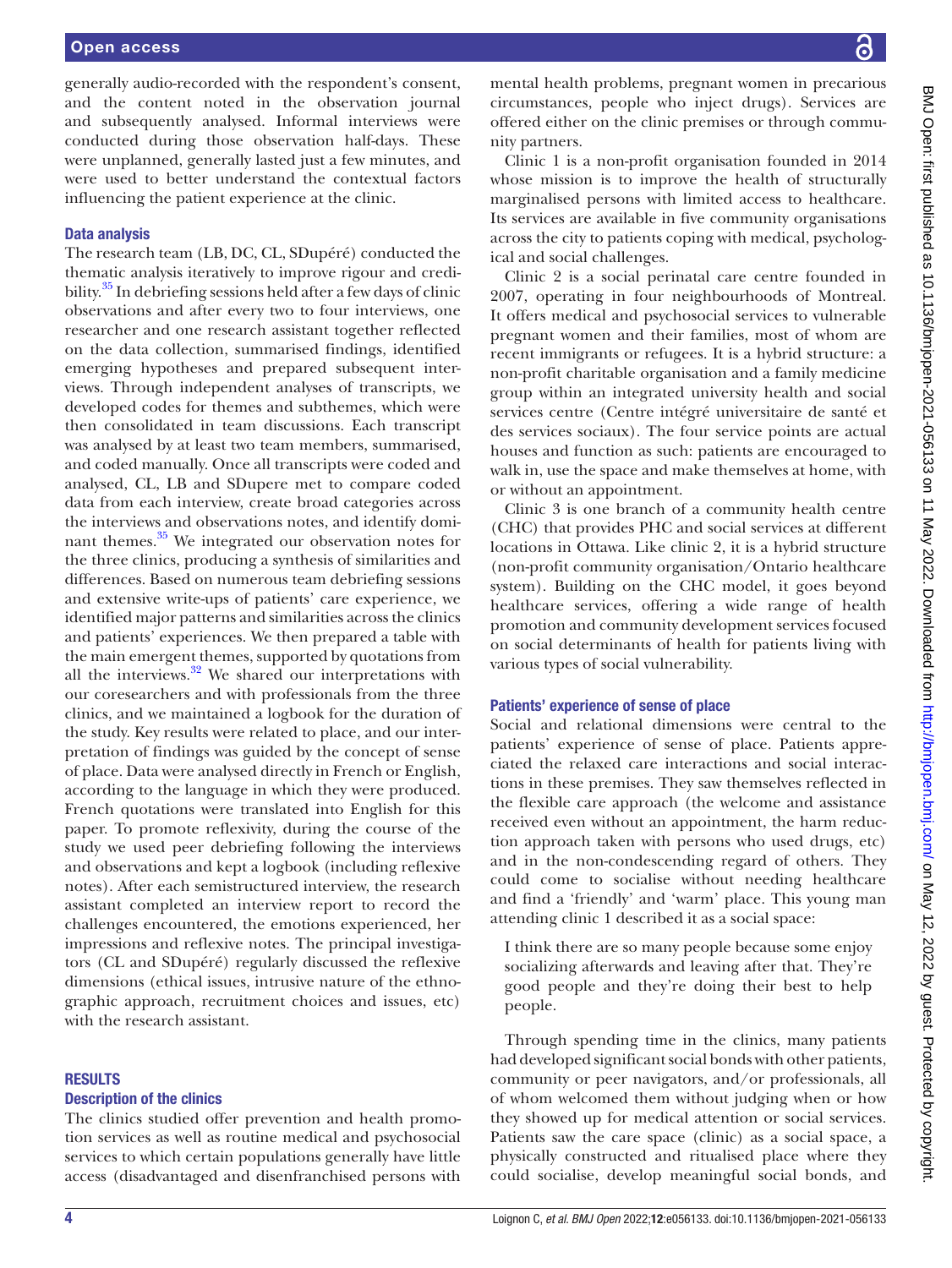generally audio-recorded with the respondent's consent, and the content noted in the observation journal and subsequently analysed. Informal interviews were conducted during those observation half-days. These were unplanned, generally lasted just a few minutes, and were used to better understand the contextual factors influencing the patient experience at the clinic.

### Data analysis

The research team (LB, DC, CL, SDupéré) conducted the thematic analysis iteratively to improve rigour and credibility.[35] In debriefing sessions held after a few days of clinic observations and after every two to four interviews, one researcher and one research assistant together reflected on the data collection, summarised findings, identified emerging hypotheses and prepared subsequent interviews. Through independent analyses of transcripts, we developed codes for themes and subthemes, which were then consolidated in team discussions. Each transcript was analysed by at least two team members, summarised, and coded manually. Once all transcripts were coded and analysed, CL, LB and SDupere met to compare coded data from each interview, create broad categories across the interviews and observations notes, and identify dominant themes.[35] We integrated our observation notes for the three clinics, producing a synthesis of similarities and differences. Based on numerous team debriefing sessions and extensive write-ups of patients' care experience, we identified major patterns and similarities across the clinics and patients' experiences. We then prepared a table with the main emergent themes, supported by quotations from all the interviews.[32] We shared our interpretations with our coresearchers and with professionals from the three clinics, and we maintained a logbook for the duration of the study. Key results were related to place, and our interpretation of findings was guided by the concept of sense of place. Data were analysed directly in French or English, according to the language in which they were produced. French quotations were translated into English for this paper. To promote reflexivity, during the course of the study we used peer debriefing following the interviews and observations and kept a logbook (including reflexive notes). After each semistructured interview, the research assistant completed an interview report to record the challenges encountered, the emotions experienced, her impressions and reflexive notes. The principal investigators (CL and SDupéré) regularly discussed the reflexive dimensions (ethical issues, intrusive nature of the ethnographic approach, recruitment choices and issues, etc) with the research assistant.

## RESULTS

### Description of the clinics

The clinics studied offer prevention and health promotion services as well as routine medical and psychosocial services to which certain populations generally have little access (disadvantaged and disenfranchised persons with mental health problems, pregnant women in precarious circumstances, people who inject drugs). Services are offered either on the clinic premises or through community partners.

Clinic 1 is a non-profit organisation founded in 2014 whose mission is to improve the health of structurally marginalised persons with limited access to healthcare. Its services are available in five community organisations across the city to patients coping with medical, psychological and social challenges.

Clinic 2 is a social perinatal care centre founded in 2007, operating in four neighbourhoods of Montreal. It offers medical and psychosocial services to vulnerable pregnant women and their families, most of whom are recent immigrants or refugees. It is a hybrid structure: a non-profit charitable organisation and a family medicine group within an integrated university health and social services centre (Centre intégré universitaire de santé et des services sociaux). The four service points are actual houses and function as such: patients are encouraged to walk in, use the space and make themselves at home, with or without an appointment.

Clinic 3 is one branch of a community health centre (CHC) that provides PHC and social services at different locations in Ottawa. Like clinic 2, it is a hybrid structure (non-profit community organisation/Ontario healthcare system). Building on the CHC model, it goes beyond healthcare services, offering a wide range of health promotion and community development services focused on social determinants of health for patients living with various types of social vulnerability.

### Patients' experience of sense of place

Social and relational dimensions were central to the patients' experience of sense of place. Patients appreciated the relaxed care interactions and social interactions in these premises. They saw themselves reflected in the flexible care approach (the welcome and assistance received even without an appointment, the harm reduction approach taken with persons who used drugs, etc) and in the non-condescending regard of others. They could come to socialise without needing healthcare and find a 'friendly' and 'warm' place. This young man attending clinic 1 described it as a social space:

> I think there are so many people because some enjoy socializing afterwards and leaving after that. They're good people and they're doing their best to help people.

Through spending time in the clinics, many patients had developed significant social bonds with other patients, community or peer navigators, and/or professionals, all of whom welcomed them without judging when or how they showed up for medical attention or social services. Patients saw the care space (clinic) as a social space, a physically constructed and ritualised place where they could socialise, develop meaningful social bonds, and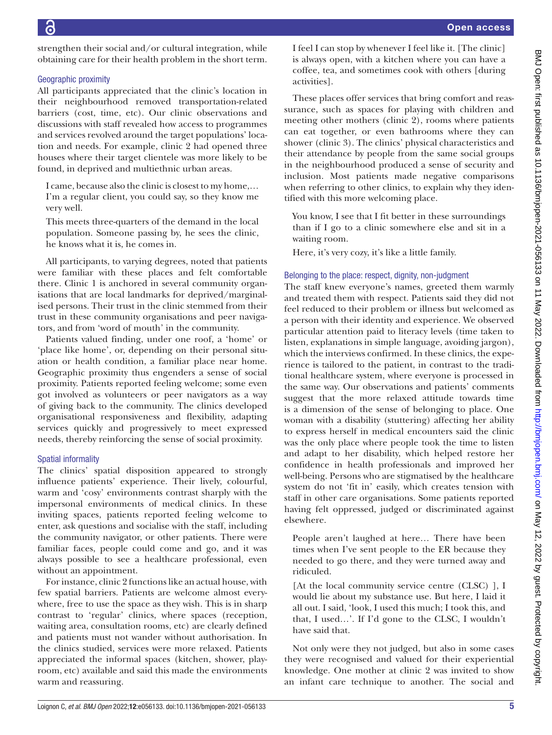strengthen their social and/or cultural integration, while obtaining care for their health problem in the short term.

### Geographic proximity

All participants appreciated that the clinic's location in their neighbourhood removed transportation-related barriers (cost, time, etc). Our clinic observations and discussions with staff revealed how access to programmes and services revolved around the target populations' location and needs. For example, clinic 2 had opened three houses where their target clientele was more likely to be found, in deprived and multiethnic urban areas.

> I came, because also the clinic is closest to my home,… I'm a regular client, you could say, so they know me very well.

> This meets three-quarters of the demand in the local population. Someone passing by, he sees the clinic, he knows what it is, he comes in.

All participants, to varying degrees, noted that patients were familiar with these places and felt comfortable there. Clinic 1 is anchored in several community organisations that are local landmarks for deprived/marginalised persons. Their trust in the clinic stemmed from their trust in these community organisations and peer navigators, and from 'word of mouth' in the community.

Patients valued finding, under one roof, a 'home' or 'place like home', or, depending on their personal situation or health condition, a familiar place near home. Geographic proximity thus engenders a sense of social proximity. Patients reported feeling welcome; some even got involved as volunteers or peer navigators as a way of giving back to the community. The clinics developed organisational responsiveness and flexibility, adapting services quickly and progressively to meet expressed needs, thereby reinforcing the sense of social proximity.

### Spatial informality

The clinics' spatial disposition appeared to strongly influence patients' experience. Their lively, colourful, warm and 'cosy' environments contrast sharply with the impersonal environments of medical clinics. In these inviting spaces, patients reported feeling welcome to enter, ask questions and socialise with the staff, including the community navigator, or other patients. There were familiar faces, people could come and go, and it was always possible to see a healthcare professional, even without an appointment.

For instance, clinic 2 functions like an actual house, with few spatial barriers. Patients are welcome almost everywhere, free to use the space as they wish. This is in sharp contrast to 'regular' clinics, where spaces (reception, waiting area, consultation rooms, etc) are clearly defined and patients must not wander without authorisation. In the clinics studied, services were more relaxed. Patients appreciated the informal spaces (kitchen, shower, playroom, etc) available and said this made the environments warm and reassuring.

> I feel I can stop by whenever I feel like it. [The clinic] is always open, with a kitchen where you can have a coffee, tea, and sometimes cook with others [during activities].

These places offer services that bring comfort and reassurance, such as spaces for playing with children and meeting other mothers (clinic 2), rooms where patients can eat together, or even bathrooms where they can shower (clinic 3). The clinics' physical characteristics and their attendance by people from the same social groups in the neighbourhood produced a sense of security and inclusion. Most patients made negative comparisons when referring to other clinics, to explain why they identified with this more welcoming place.

> You know, I see that I fit better in these surroundings than if I go to a clinic somewhere else and sit in a waiting room.

> Here, it's very cozy, it's like a little family.

### Belonging to the place: respect, dignity, non-judgment

The staff knew everyone's names, greeted them warmly and treated them with respect. Patients said they did not feel reduced to their problem or illness but welcomed as a person with their identity and experience. We observed particular attention paid to literacy levels (time taken to listen, explanations in simple language, avoiding jargon), which the interviews confirmed. In these clinics, the experience is tailored to the patient, in contrast to the traditional healthcare system, where everyone is processed in the same way. Our observations and patients' comments suggest that the more relaxed attitude towards time is a dimension of the sense of belonging to place. One woman with a disability (stuttering) affecting her ability to express herself in medical encounters said the clinic was the only place where people took the time to listen and adapt to her disability, which helped restore her confidence in health professionals and improved her well-being. Persons who are stigmatised by the healthcare system do not 'fit in' easily, which creates tension with staff in other care organisations. Some patients reported having felt oppressed, judged or discriminated against elsewhere.

> People aren't laughed at here… There have been times when I've sent people to the ER because they needed to go there, and they were turned away and ridiculed.

> [At the local community service centre (CLSC) ], I would lie about my substance use. But here, I laid it all out. I said, 'look, I used this much; I took this, and that, I used…'. If I'd gone to the CLSC, I wouldn't have said that.

Not only were they not judged, but also in some cases they were recognised and valued for their experiential knowledge. One mother at clinic 2 was invited to show an infant care technique to another. The social and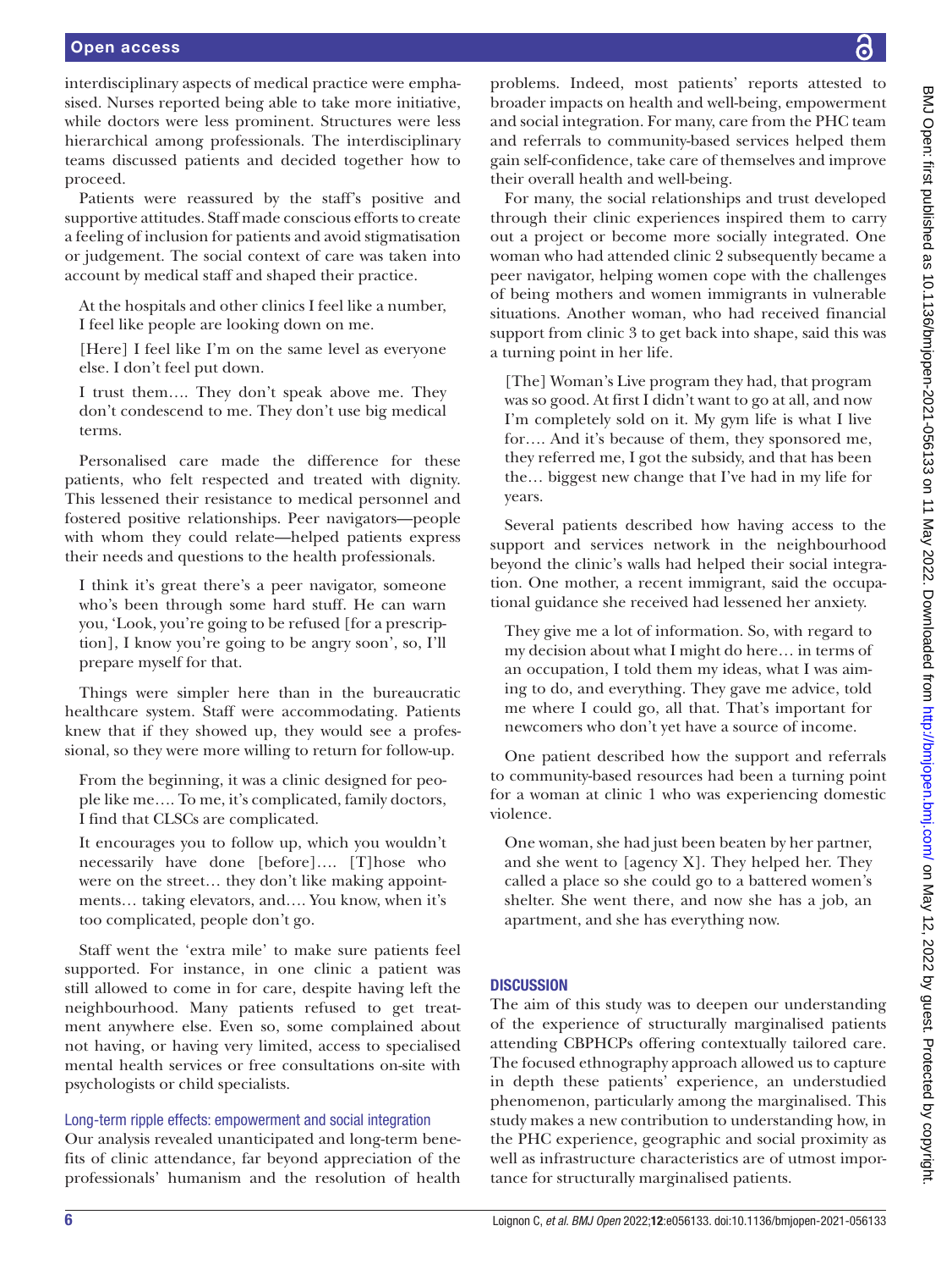interdisciplinary aspects of medical practice were emphasised. Nurses reported being able to take more initiative, while doctors were less prominent. Structures were less hierarchical among professionals. The interdisciplinary teams discussed patients and decided together how to proceed.

Patients were reassured by the staff's positive and supportive attitudes. Staff made conscious efforts to create a feeling of inclusion for patients and avoid stigmatisation or judgement. The social context of care was taken into account by medical staff and shaped their practice.

> At the hospitals and other clinics I feel like a number, I feel like people are looking down on me.
>
> [Here] I feel like I'm on the same level as everyone else. I don't feel put down.
>
> I trust them…. They don't speak above me. They don't condescend to me. They don't use big medical terms.

Personalised care made the difference for these patients, who felt respected and treated with dignity. This lessened their resistance to medical personnel and fostered positive relationships. Peer navigators—people with whom they could relate—helped patients express their needs and questions to the health professionals.

> I think it's great there's a peer navigator, someone who's been through some hard stuff. He can warn you, 'Look, you're going to be refused [for a prescription], I know you're going to be angry soon', so, I'll prepare myself for that.

Things were simpler here than in the bureaucratic healthcare system. Staff were accommodating. Patients knew that if they showed up, they would see a professional, so they were more willing to return for follow-up.

> From the beginning, it was a clinic designed for people like me…. To me, it's complicated, family doctors, I find that CLSCs are complicated.
>
> It encourages you to follow up, which you wouldn't necessarily have done [before]…. [T]hose who were on the street… they don't like making appointments… taking elevators, and…. You know, when it's too complicated, people don't go.

Staff went the 'extra mile' to make sure patients felt supported. For instance, in one clinic a patient was still allowed to come in for care, despite having left the neighbourhood. Many patients refused to get treatment anywhere else. Even so, some complained about not having, or having very limited, access to specialised mental health services or free consultations on-site with psychologists or child specialists.

### Long-term ripple effects: empowerment and social integration

Our analysis revealed unanticipated and long-term benefits of clinic attendance, far beyond appreciation of the professionals' humanism and the resolution of health problems. Indeed, most patients' reports attested to broader impacts on health and well-being, empowerment and social integration. For many, care from the PHC team and referrals to community-based services helped them gain self-confidence, take care of themselves and improve their overall health and well-being.

For many, the social relationships and trust developed through their clinic experiences inspired them to carry out a project or become more socially integrated. One woman who had attended clinic 2 subsequently became a peer navigator, helping women cope with the challenges of being mothers and women immigrants in vulnerable situations. Another woman, who had received financial support from clinic 3 to get back into shape, said this was a turning point in her life.

> [The] Woman's Live program they had, that program was so good. At first I didn't want to go at all, and now I'm completely sold on it. My gym life is what I live for…. And it's because of them, they sponsored me, they referred me, I got the subsidy, and that has been the… biggest new change that I've had in my life for years.

Several patients described how having access to the support and services network in the neighbourhood beyond the clinic's walls had helped their social integration. One mother, a recent immigrant, said the occupational guidance she received had lessened her anxiety.

> They give me a lot of information. So, with regard to my decision about what I might do here… in terms of an occupation, I told them my ideas, what I was aiming to do, and everything. They gave me advice, told me where I could go, all that. That's important for newcomers who don't yet have a source of income.

One patient described how the support and referrals to community-based resources had been a turning point for a woman at clinic 1 who was experiencing domestic violence.

> One woman, she had just been beaten by her partner, and she went to [agency X]. They helped her. They called a place so she could go to a battered women's shelter. She went there, and now she has a job, an apartment, and she has everything now.

## DISCUSSION

The aim of this study was to deepen our understanding of the experience of structurally marginalised patients attending CBPHCPs offering contextually tailored care. The focused ethnography approach allowed us to capture in depth these patients' experience, an understudied phenomenon, particularly among the marginalised. This study makes a new contribution to understanding how, in the PHC experience, geographic and social proximity as well as infrastructure characteristics are of utmost importance for structurally marginalised patients.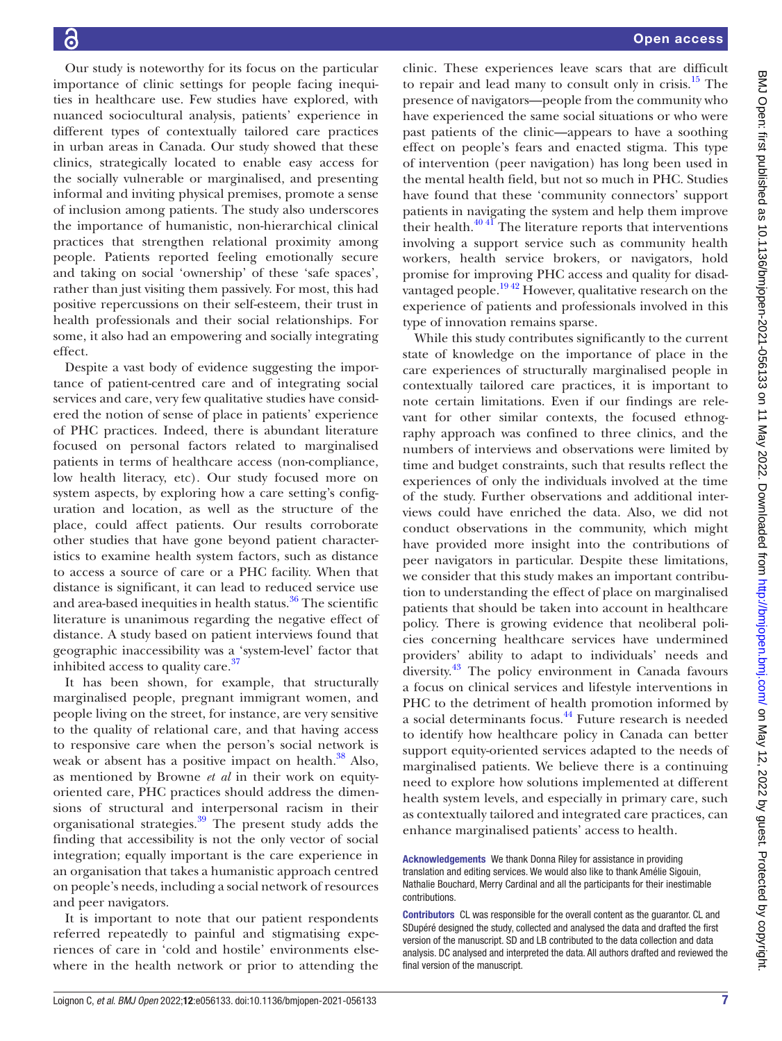Our study is noteworthy for its focus on the particular importance of clinic settings for people facing inequities in healthcare use. Few studies have explored, with nuanced sociocultural analysis, patients' experience in different types of contextually tailored care practices in urban areas in Canada. Our study showed that these clinics, strategically located to enable easy access for the socially vulnerable or marginalised, and presenting informal and inviting physical premises, promote a sense of inclusion among patients. The study also underscores the importance of humanistic, non-hierarchical clinical practices that strengthen relational proximity among people. Patients reported feeling emotionally secure and taking on social 'ownership' of these 'safe spaces', rather than just visiting them passively. For most, this had positive repercussions on their self-esteem, their trust in health professionals and their social relationships. For some, it also had an empowering and socially integrating effect.

Despite a vast body of evidence suggesting the importance of patient-centred care and of integrating social services and care, very few qualitative studies have considered the notion of sense of place in patients' experience of PHC practices. Indeed, there is abundant literature focused on personal factors related to marginalised patients in terms of healthcare access (non-compliance, low health literacy, etc). Our study focused more on system aspects, by exploring how a care setting's configuration and location, as well as the structure of the place, could affect patients. Our results corroborate other studies that have gone beyond patient characteristics to examine health system factors, such as distance to access a source of care or a PHC facility. When that distance is significant, it can lead to reduced service use and area-based inequities in health status.[36] The scientific literature is unanimous regarding the negative effect of distance. A study based on patient interviews found that geographic inaccessibility was a 'system-level' factor that inhibited access to quality care.[37]

It has been shown, for example, that structurally marginalised people, pregnant immigrant women, and people living on the street, for instance, are very sensitive to the quality of relational care, and that having access to responsive care when the person's social network is weak or absent has a positive impact on health.[38] Also, as mentioned by Browne *et al* in their work on equity-oriented care, PHC practices should address the dimensions of structural and interpersonal racism in their organisational strategies.[39] The present study adds the finding that accessibility is not the only vector of social integration; equally important is the care experience in an organisation that takes a humanistic approach centred on people's needs, including a social network of resources and peer navigators.

It is important to note that our patient respondents referred repeatedly to painful and stigmatising experiences of care in 'cold and hostile' environments elsewhere in the health network or prior to attending the clinic. These experiences leave scars that are difficult to repair and lead many to consult only in crisis.[15] The presence of navigators—people from the community who have experienced the same social situations or who were past patients of the clinic—appears to have a soothing effect on people's fears and enacted stigma. This type of intervention (peer navigation) has long been used in the mental health field, but not so much in PHC. Studies have found that these 'community connectors' support patients in navigating the system and help them improve their health.[40,41] The literature reports that interventions involving a support service such as community health workers, health service brokers, or navigators, hold promise for improving PHC access and quality for disadvantaged people.[19,42] However, qualitative research on the experience of patients and professionals involved in this type of innovation remains sparse.

While this study contributes significantly to the current state of knowledge on the importance of place in the care experiences of structurally marginalised people in contextually tailored care practices, it is important to note certain limitations. Even if our findings are relevant for other similar contexts, the focused ethnography approach was confined to three clinics, and the numbers of interviews and observations were limited by time and budget constraints, such that results reflect the experiences of only the individuals involved at the time of the study. Further observations and additional interviews could have enriched the data. Also, we did not conduct observations in the community, which might have provided more insight into the contributions of peer navigators in particular. Despite these limitations, we consider that this study makes an important contribution to understanding the effect of place on marginalised patients that should be taken into account in healthcare policy. There is growing evidence that neoliberal policies concerning healthcare services have undermined providers' ability to adapt to individuals' needs and diversity.[43] The policy environment in Canada favours a focus on clinical services and lifestyle interventions in PHC to the detriment of health promotion informed by a social determinants focus.[44] Future research is needed to identify how healthcare policy in Canada can better support equity-oriented services adapted to the needs of marginalised patients. We believe there is a continuing need to explore how solutions implemented at different health system levels, and especially in primary care, such as contextually tailored and integrated care practices, can enhance marginalised patients' access to health.

**Acknowledgements** We thank Donna Riley for assistance in providing translation and editing services. We would also like to thank Amélie Sigouin, Nathalie Bouchard, Merry Cardinal and all the participants for their inestimable contributions.

**Contributors** CL was responsible for the overall content as the guarantor. CL and SDupéré designed the study, collected and analysed the data and drafted the first version of the manuscript. SD and LB contributed to the data collection and data analysis. DC analysed and interpreted the data. All authors drafted and reviewed the final version of the manuscript.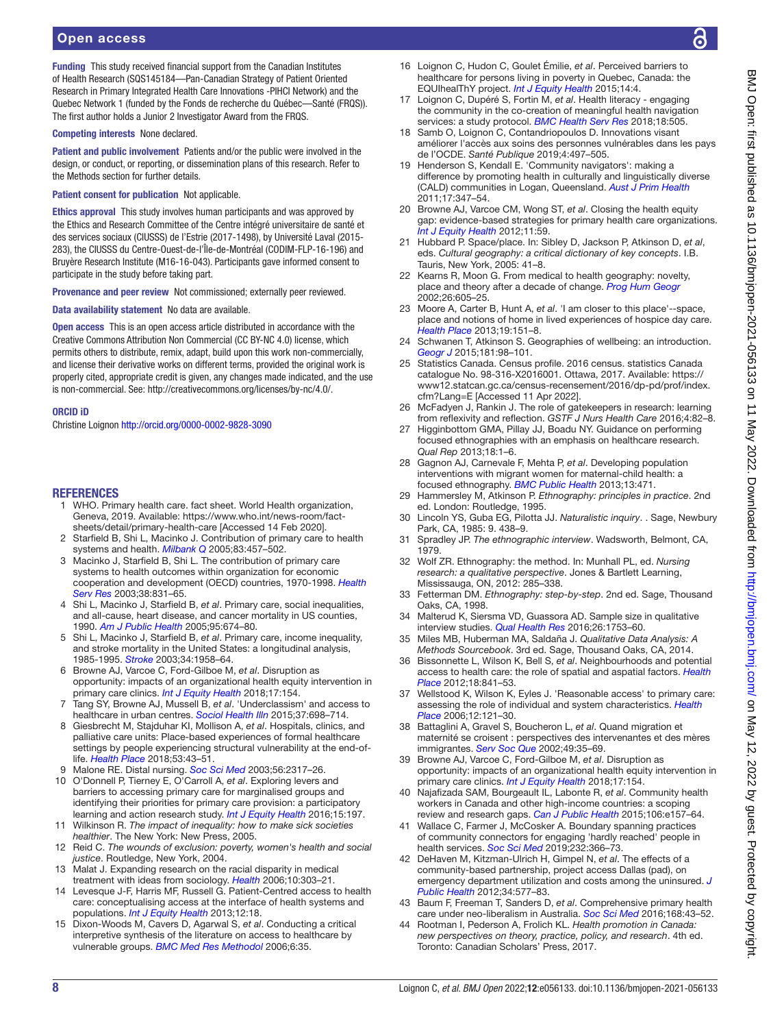**Funding** This study received financial support from the Canadian Institutes of Health Research (SQS145184—Pan-Canadian Strategy of Patient Oriented Research in Primary Integrated Health Care Innovations -PIHCI Network) and the Quebec Network 1 (funded by the Fonds de recherche du Québec—Santé (FRQS)). The first author holds a Junior 2 Investigator Award from the FRQS.

**Competing interests** None declared.

**Patient and public involvement** Patients and/or the public were involved in the design, or conduct, or reporting, or dissemination plans of this research. Refer to the Methods section for further details.

**Patient consent for publication** Not applicable.

**Ethics approval** This study involves human participants and was approved by the Ethics and Research Committee of the Centre intégré universitaire de santé et des services sociaux (CIUSSS) de l'Estrie (2017-1498), by Université Laval (2015-283), the CIUSSS du Centre-Ouest-de-l'Île-de-Montréal (CODIM-FLP-16-196) and Bruyère Research Institute (M16-16-043). Participants gave informed consent to participate in the study before taking part.

**Provenance and peer review** Not commissioned; externally peer reviewed.

**Data availability statement** No data are available.

**Open access** This is an open access article distributed in accordance with the Creative Commons Attribution Non Commercial (CC BY-NC 4.0) license, which permits others to distribute, remix, adapt, build upon this work non-commercially, and license their derivative works on different terms, provided the original work is properly cited, appropriate credit is given, any changes made indicated, and the use is non-commercial. See: http://creativecommons.org/licenses/by-nc/4.0/.

**ORCID iD**

Christine Loignon http://orcid.org/0000-0002-9828-3090

## REFERENCES

1. WHO. Primary health care. fact sheet. World Health organization, Geneva, 2019. Available: https://www.who.int/news-room/fact-sheets/detail/primary-health-care [Accessed 14 Feb 2020].
2. Starfield B, Shi L, Macinko J. Contribution of primary care to health systems and health. *Milbank Q* 2005;83:457–502.
3. Macinko J, Starfield B, Shi L. The contribution of primary care systems to health outcomes within organization for economic cooperation and development (OECD) countries, 1970-1998. *Health Serv Res* 2003;38:831–65.
4. Shi L, Macinko J, Starfield B, *et al*. Primary care, social inequalities, and all-cause, heart disease, and cancer mortality in US counties, 1990. *Am J Public Health* 2005;95:674–80.
5. Shi L, Macinko J, Starfield B, *et al*. Primary care, income inequality, and stroke mortality in the United States: a longitudinal analysis, 1985-1995. *Stroke* 2003;34:1958–64.
6. Browne AJ, Varcoe C, Ford-Gilboe M, *et al*. Disruption as opportunity: impacts of an organizational health equity intervention in primary care clinics. *Int J Equity Health* 2018;17:154.
7. Tang SY, Browne AJ, Mussell B, *et al*. 'Underclassism' and access to healthcare in urban centres. *Sociol Health Illn* 2015;37:698–714.
8. Giesbrecht M, Stajduhar KI, Mollison A, *et al*. Hospitals, clinics, and palliative care units: Place-based experiences of formal healthcare settings by people experiencing structural vulnerability at the end-of-life. *Health Place* 2018;53:43–51.
9. Malone RE. Distal nursing. *Soc Sci Med* 2003;56:2317–26.
10. O'Donnell P, Tierney E, O'Carroll A, *et al*. Exploring levers and barriers to accessing primary care for marginalised groups and identifying their priorities for primary care provision: a participatory learning and action research study. *Int J Equity Health* 2016;15:197.
11. Wilkinson R. *The impact of inequality: how to make sick societies healthier*. The New York: New Press, 2005.
12. Reid C. *The wounds of exclusion: poverty, women's health and social justice*. Routledge, New York, 2004.
13. Malat J. Expanding research on the racial disparity in medical treatment with ideas from sociology. *Health* 2006;10:303–21.
14. Levesque J-F, Harris MF, Russell G. Patient-Centred access to health care: conceptualising access at the interface of health systems and populations. *Int J Equity Health* 2013;12:18.
15. Dixon-Woods M, Cavers D, Agarwal S, *et al*. Conducting a critical interpretive synthesis of the literature on access to healthcare by vulnerable groups. *BMC Med Res Methodol* 2006;6:35.
16. Loignon C, Hudon C, Goulet Émilie, *et al*. Perceived barriers to healthcare for persons living in poverty in Quebec, Canada: the EQUIhealThY project. *Int J Equity Health* 2015;14:4.
17. Loignon C, Dupéré S, Fortin M, *et al*. Health literacy - engaging the community in the co-creation of meaningful health navigation services: a study protocol. *BMC Health Serv Res* 2018;18:505.
18. Samb O, Loignon C, Contandriopoulos D. Innovations visant améliorer l'accès aux soins des personnes vulnérables dans les pays de l'OCDE. *Santé Publique* 2019;4:497–505.
19. Henderson S, Kendall E. 'Community navigators': making a difference by promoting health in culturally and linguistically diverse (CALD) communities in Logan, Queensland. *Aust J Prim Health* 2011;17:347–54.
20. Browne AJ, Varcoe CM, Wong ST, *et al*. Closing the health equity gap: evidence-based strategies for primary health care organizations. *Int J Equity Health* 2012;11:59.
21. Hubbard P. Space/place. In: Sibley D, Jackson P, Atkinson D, *et al*, eds. *Cultural geography: a critical dictionary of key concepts*. I.B. Tauris, New York, 2005: 41–8.
22. Kearns R, Moon G. From medical to health geography: novelty, place and theory after a decade of change. *Prog Hum Geogr* 2002;26:605–25.
23. Moore A, Carter B, Hunt A, *et al*. 'I am closer to this place'--space, place and notions of home in lived experiences of hospice day care. *Health Place* 2013;19:151–8.
24. Schwanen T, Atkinson S. Geographies of wellbeing: an introduction. *Geogr J* 2015;181:98–101.
25. Statistics Canada. Census profile. 2016 census. statistics Canada catalogue No. 98-316-X2016001. Ottawa, 2017. Available: https://www12.statcan.gc.ca/census-recensement/2016/dp-pd/prof/index.cfm?Lang=E [Accessed 11 Apr 2022].
26. McFadyen J, Rankin J. The role of gatekeepers in research: learning from reflexivity and reflection. *GSTF J Nurs Health Care* 2016;4:82–8.
27. Higginbottom GMA, Pillay JJ, Boadu NY. Guidance on performing focused ethnographies with an emphasis on healthcare research. *Qual Rep* 2013;18:1–6.
28. Gagnon AJ, Carnevale F, Mehta P, *et al*. Developing population interventions with migrant women for maternal-child health: a focused ethnography. *BMC Public Health* 2013;13:471.
29. Hammersley M, Atkinson P. *Ethnography: principles in practice*. 2nd ed. London: Routledge, 1995.
30. Lincoln YS, Guba EG, Pilotta JJ. *Naturalistic inquiry*. . Sage, Newbury Park, CA, 1985: 9. 438–9.
31. Spradley JP. *The ethnographic interview*. Wadsworth, Belmont, CA, 1979.
32. Wolf ZR. Ethnography: the method. In: Munhall PL, ed. *Nursing research: a qualitative perspective*. Jones & Bartlett Learning, Mississauga, ON, 2012: 285–338.
33. Fetterman DM. *Ethnography: step-by-step*. 2nd ed. Sage, Thousand Oaks, CA, 1998.
34. Malterud K, Siersma VD, Guassora AD. Sample size in qualitative interview studies. *Qual Health Res* 2016;26:1753–60.
35. Miles MB, Huberman MA, Saldaña J. *Qualitative Data Analysis: A Methods Sourcebook*. 3rd ed. Sage, Thousand Oaks, CA, 2014.
36. Bissonnette L, Wilson K, Bell S, *et al*. Neighbourhoods and potential access to health care: the role of spatial and aspatial factors. *Health Place* 2012;18:841–53.
37. Wellstood K, Wilson K, Eyles J. 'Reasonable access' to primary care: assessing the role of individual and system characteristics. *Health Place* 2006;12:121–30.
38. Battaglini A, Gravel S, Boucheron L, *et al*. Quand migration et maternité se croisent : perspectives des intervenantes et des mères immigrantes. *Serv Soc Que* 2002;49:35–69.
39. Browne AJ, Varcoe C, Ford-Gilboe M, *et al*. Disruption as opportunity: impacts of an organizational health equity intervention in primary care clinics. *Int J Equity Health* 2018;17:154.
40. Najafizada SAM, Bourgeault IL, Labonte R, *et al*. Community health workers in Canada and other high-income countries: a scoping review and research gaps. *Can J Public Health* 2015;106:e157–64.
41. Wallace C, Farmer J, McCosker A. Boundary spanning practices of community connectors for engaging 'hardly reached' people in health services. *Soc Sci Med* 2019;232:366–73.
42. DeHaven M, Kitzman-Ulrich H, Gimpel N, *et al*. The effects of a community-based partnership, project access Dallas (pad), on emergency department utilization and costs among the uninsured. *J Public Health* 2012;34:577–83.
43. Baum F, Freeman T, Sanders D, *et al*. Comprehensive primary health care under neo-liberalism in Australia. *Soc Sci Med* 2016;168:43–52.
44. Rootman I, Pederson A, Frolich KL. *Health promotion in Canada: new perspectives on theory, practice, policy, and research*. 4th ed. Toronto: Canadian Scholars' Press, 2017.